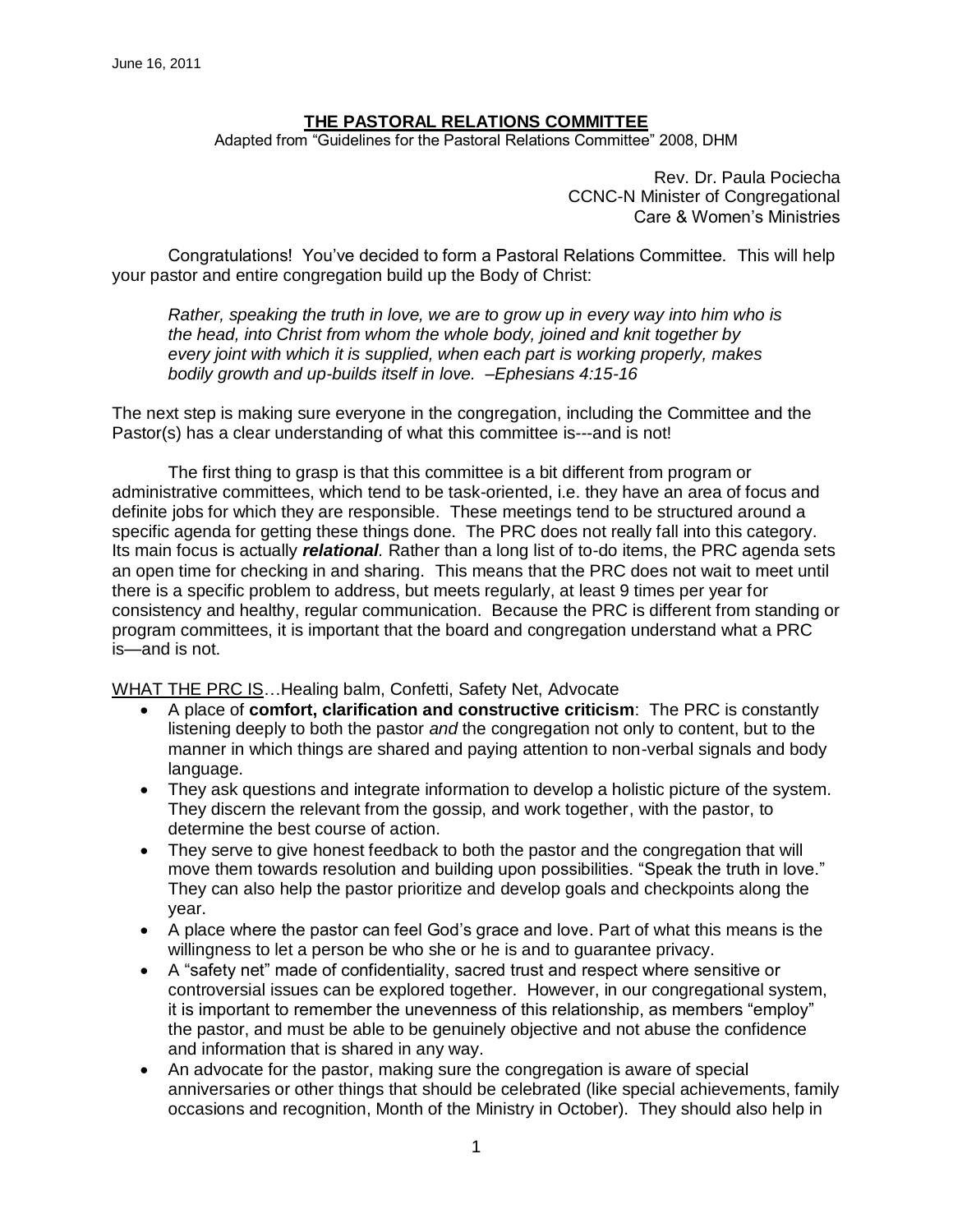June 16, 2011

# THE PASTORAL RELATIONS COMMITTEE

Adapted from "Guidelines for the Pastoral Relations Committee" 2008, DHM

Rev. Dr. Paula Pociecha
CCNC-N Minister of Congregational
Care & Women's Ministries

Congratulations! You've decided to form a Pastoral Relations Committee. This will help your pastor and entire congregation build up the Body of Christ:

> *Rather, speaking the truth in love, we are to grow up in every way into him who is the head, into Christ from whom the whole body, joined and knit together by every joint with which it is supplied, when each part is working properly, makes bodily growth and up-builds itself in love. –Ephesians 4:15-16*

The next step is making sure everyone in the congregation, including the Committee and the Pastor(s) has a clear understanding of what this committee is---and is not!

The first thing to grasp is that this committee is a bit different from program or administrative committees, which tend to be task-oriented, i.e. they have an area of focus and definite jobs for which they are responsible. These meetings tend to be structured around a specific agenda for getting these things done. The PRC does not really fall into this category. Its main focus is actually ***relational***. Rather than a long list of to-do items, the PRC agenda sets an open time for checking in and sharing. This means that the PRC does not wait to meet until there is a specific problem to address, but meets regularly, at least 9 times per year for consistency and healthy, regular communication. Because the PRC is different from standing or program committees, it is important that the board and congregation understand what a PRC is—and is not.

<u>WHAT THE PRC IS</u>…Healing balm, Confetti, Safety Net, Advocate

- A place of **comfort, clarification and constructive criticism**: The PRC is constantly listening deeply to both the pastor *and* the congregation not only to content, but to the manner in which things are shared and paying attention to non-verbal signals and body language.
- They ask questions and integrate information to develop a holistic picture of the system. They discern the relevant from the gossip, and work together, with the pastor, to determine the best course of action.
- They serve to give honest feedback to both the pastor and the congregation that will move them towards resolution and building upon possibilities. "Speak the truth in love." They can also help the pastor prioritize and develop goals and checkpoints along the year.
- A place where the pastor can feel God's grace and love. Part of what this means is the willingness to let a person be who she or he is and to guarantee privacy.
- A "safety net" made of confidentiality, sacred trust and respect where sensitive or controversial issues can be explored together. However, in our congregational system, it is important to remember the unevenness of this relationship, as members "employ" the pastor, and must be able to be genuinely objective and not abuse the confidence and information that is shared in any way.
- An advocate for the pastor, making sure the congregation is aware of special anniversaries or other things that should be celebrated (like special achievements, family occasions and recognition, Month of the Ministry in October). They should also help in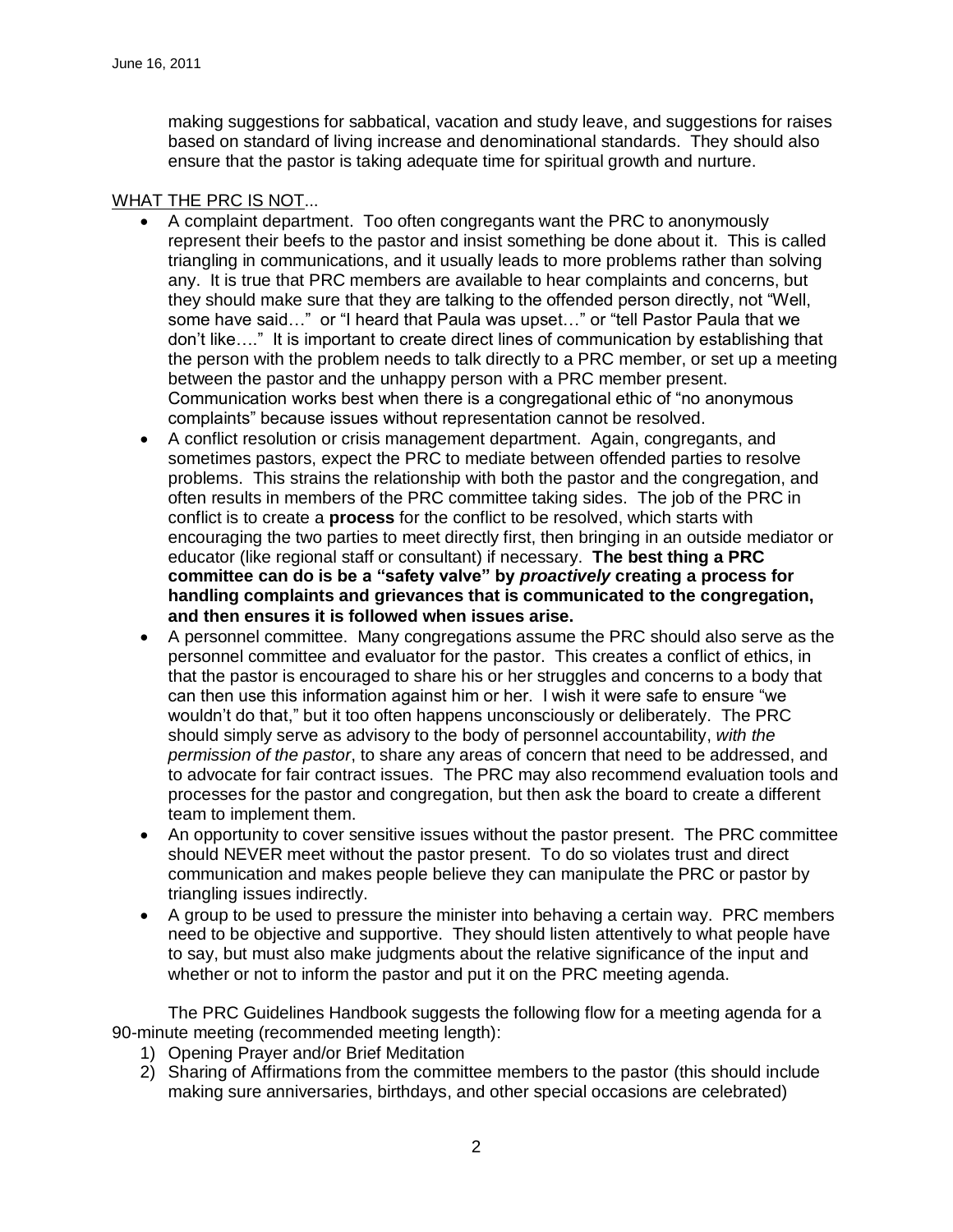making suggestions for sabbatical, vacation and study leave, and suggestions for raises based on standard of living increase and denominational standards. They should also ensure that the pastor is taking adequate time for spiritual growth and nurture.

<u>WHAT THE PRC IS NOT</u>...

- A complaint department. Too often congregants want the PRC to anonymously represent their beefs to the pastor and insist something be done about it. This is called triangling in communications, and it usually leads to more problems rather than solving any. It is true that PRC members are available to hear complaints and concerns, but they should make sure that they are talking to the offended person directly, not "Well, some have said…" or "I heard that Paula was upset…" or "tell Pastor Paula that we don't like…." It is important to create direct lines of communication by establishing that the person with the problem needs to talk directly to a PRC member, or set up a meeting between the pastor and the unhappy person with a PRC member present. Communication works best when there is a congregational ethic of "no anonymous complaints" because issues without representation cannot be resolved.
- A conflict resolution or crisis management department. Again, congregants, and sometimes pastors, expect the PRC to mediate between offended parties to resolve problems. This strains the relationship with both the pastor and the congregation, and often results in members of the PRC committee taking sides. The job of the PRC in conflict is to create a **process** for the conflict to be resolved, which starts with encouraging the two parties to meet directly first, then bringing in an outside mediator or educator (like regional staff or consultant) if necessary. **The best thing a PRC committee can do is be a "safety valve" by *proactively* creating a process for handling complaints and grievances that is communicated to the congregation, and then ensures it is followed when issues arise.**
- A personnel committee. Many congregations assume the PRC should also serve as the personnel committee and evaluator for the pastor. This creates a conflict of ethics, in that the pastor is encouraged to share his or her struggles and concerns to a body that can then use this information against him or her. I wish it were safe to ensure "we wouldn't do that," but it too often happens unconsciously or deliberately. The PRC should simply serve as advisory to the body of personnel accountability, *with the permission of the pastor*, to share any areas of concern that need to be addressed, and to advocate for fair contract issues. The PRC may also recommend evaluation tools and processes for the pastor and congregation, but then ask the board to create a different team to implement them.
- An opportunity to cover sensitive issues without the pastor present. The PRC committee should NEVER meet without the pastor present. To do so violates trust and direct communication and makes people believe they can manipulate the PRC or pastor by triangling issues indirectly.
- A group to be used to pressure the minister into behaving a certain way. PRC members need to be objective and supportive. They should listen attentively to what people have to say, but must also make judgments about the relative significance of the input and whether or not to inform the pastor and put it on the PRC meeting agenda.

The PRC Guidelines Handbook suggests the following flow for a meeting agenda for a 90-minute meeting (recommended meeting length):

1) Opening Prayer and/or Brief Meditation
2) Sharing of Affirmations from the committee members to the pastor (this should include making sure anniversaries, birthdays, and other special occasions are celebrated)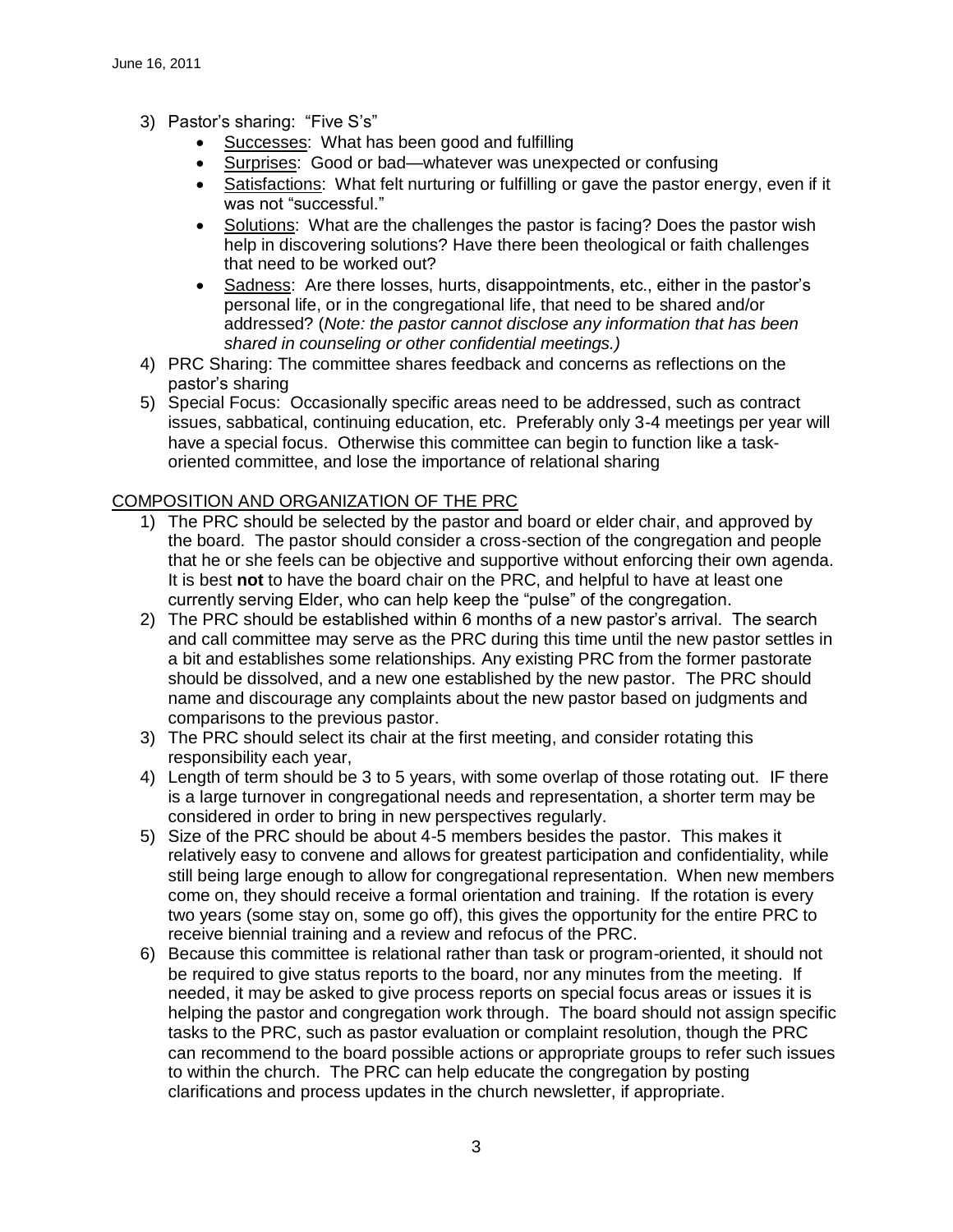3) Pastor's sharing: "Five S's"
   - Successes: What has been good and fulfilling
   - Surprises: Good or bad—whatever was unexpected or confusing
   - Satisfactions: What felt nurturing or fulfilling or gave the pastor energy, even if it was not "successful."
   - Solutions: What are the challenges the pastor is facing? Does the pastor wish help in discovering solutions? Have there been theological or faith challenges that need to be worked out?
   - Sadness: Are there losses, hurts, disappointments, etc., either in the pastor's personal life, or in the congregational life, that need to be shared and/or addressed? (*Note: the pastor cannot disclose any information that has been shared in counseling or other confidential meetings.)*
4) PRC Sharing: The committee shares feedback and concerns as reflections on the pastor's sharing
5) Special Focus: Occasionally specific areas need to be addressed, such as contract issues, sabbatical, continuing education, etc. Preferably only 3-4 meetings per year will have a special focus. Otherwise this committee can begin to function like a task-oriented committee, and lose the importance of relational sharing

## COMPOSITION AND ORGANIZATION OF THE PRC

1) The PRC should be selected by the pastor and board or elder chair, and approved by the board. The pastor should consider a cross-section of the congregation and people that he or she feels can be objective and supportive without enforcing their own agenda. It is best **not** to have the board chair on the PRC, and helpful to have at least one currently serving Elder, who can help keep the "pulse" of the congregation.
2) The PRC should be established within 6 months of a new pastor's arrival. The search and call committee may serve as the PRC during this time until the new pastor settles in a bit and establishes some relationships. Any existing PRC from the former pastorate should be dissolved, and a new one established by the new pastor. The PRC should name and discourage any complaints about the new pastor based on judgments and comparisons to the previous pastor.
3) The PRC should select its chair at the first meeting, and consider rotating this responsibility each year,
4) Length of term should be 3 to 5 years, with some overlap of those rotating out. IF there is a large turnover in congregational needs and representation, a shorter term may be considered in order to bring in new perspectives regularly.
5) Size of the PRC should be about 4-5 members besides the pastor. This makes it relatively easy to convene and allows for greatest participation and confidentiality, while still being large enough to allow for congregational representation. When new members come on, they should receive a formal orientation and training. If the rotation is every two years (some stay on, some go off), this gives the opportunity for the entire PRC to receive biennial training and a review and refocus of the PRC.
6) Because this committee is relational rather than task or program-oriented, it should not be required to give status reports to the board, nor any minutes from the meeting. If needed, it may be asked to give process reports on special focus areas or issues it is helping the pastor and congregation work through. The board should not assign specific tasks to the PRC, such as pastor evaluation or complaint resolution, though the PRC can recommend to the board possible actions or appropriate groups to refer such issues to within the church. The PRC can help educate the congregation by posting clarifications and process updates in the church newsletter, if appropriate.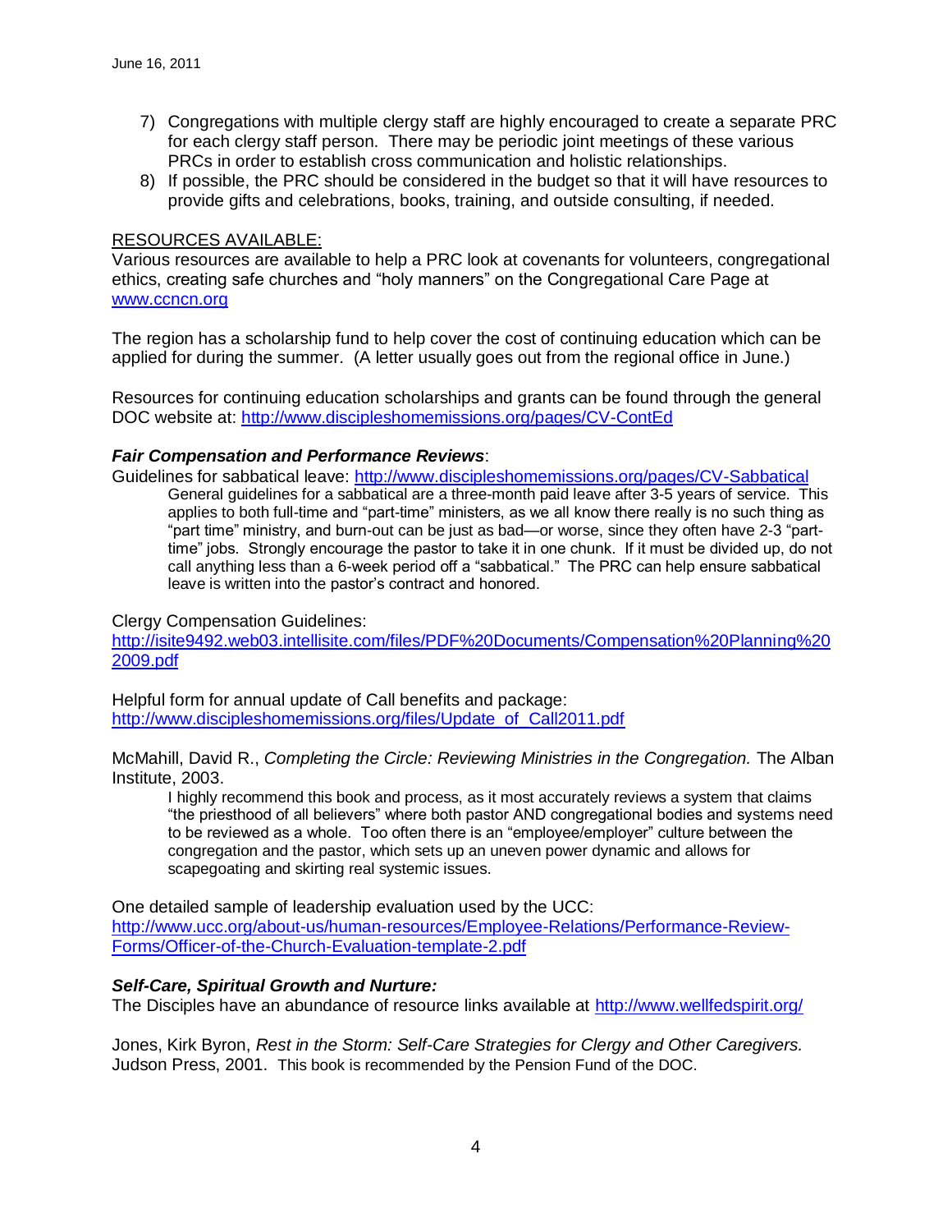7) Congregations with multiple clergy staff are highly encouraged to create a separate PRC for each clergy staff person. There may be periodic joint meetings of these various PRCs in order to establish cross communication and holistic relationships.
8) If possible, the PRC should be considered in the budget so that it will have resources to provide gifts and celebrations, books, training, and outside consulting, if needed.

RESOURCES AVAILABLE:

Various resources are available to help a PRC look at covenants for volunteers, congregational ethics, creating safe churches and "holy manners" on the Congregational Care Page at www.ccncn.org

The region has a scholarship fund to help cover the cost of continuing education which can be applied for during the summer. (A letter usually goes out from the regional office in June.)

Resources for continuing education scholarships and grants can be found through the general DOC website at: http://www.discipleshomemissions.org/pages/CV-ContEd

***Fair Compensation and Performance Reviews***:

Guidelines for sabbatical leave: http://www.discipleshomemissions.org/pages/CV-Sabbatical

> General guidelines for a sabbatical are a three-month paid leave after 3-5 years of service. This applies to both full-time and "part-time" ministers, as we all know there really is no such thing as "part time" ministry, and burn-out can be just as bad—or worse, since they often have 2-3 "part-time" jobs. Strongly encourage the pastor to take it in one chunk. If it must be divided up, do not call anything less than a 6-week period off a "sabbatical." The PRC can help ensure sabbatical leave is written into the pastor's contract and honored.

Clergy Compensation Guidelines:
http://isite9492.web03.intellisite.com/files/PDF%20Documents/Compensation%20Planning%202009.pdf

Helpful form for annual update of Call benefits and package:
http://www.discipleshomemissions.org/files/Update_of_Call2011.pdf

McMahill, David R., *Completing the Circle: Reviewing Ministries in the Congregation.* The Alban Institute, 2003.

> I highly recommend this book and process, as it most accurately reviews a system that claims "the priesthood of all believers" where both pastor AND congregational bodies and systems need to be reviewed as a whole. Too often there is an "employee/employer" culture between the congregation and the pastor, which sets up an uneven power dynamic and allows for scapegoating and skirting real systemic issues.

One detailed sample of leadership evaluation used by the UCC:
http://www.ucc.org/about-us/human-resources/Employee-Relations/Performance-Review-Forms/Officer-of-the-Church-Evaluation-template-2.pdf

***Self-Care, Spiritual Growth and Nurture:***

The Disciples have an abundance of resource links available at http://www.wellfedspirit.org/

Jones, Kirk Byron, *Rest in the Storm: Self-Care Strategies for Clergy and Other Caregivers.* Judson Press, 2001. This book is recommended by the Pension Fund of the DOC.